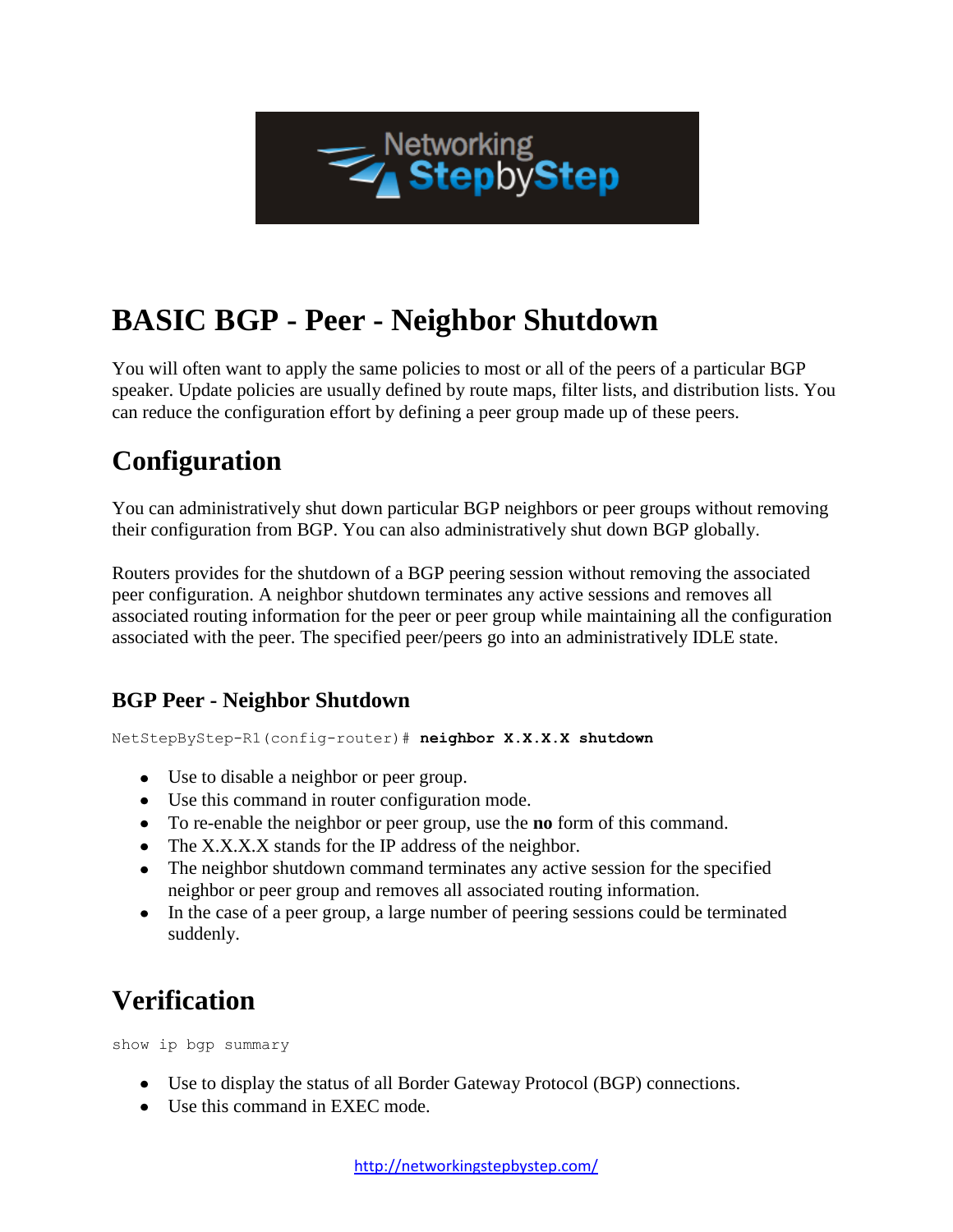# BASIC BGP - Peer - Neighbor Shutdown

You will often want to apply the same policies to most or all of the peers of a particular BGP speaker. Update policies are usually defined by route maps, filter lists, and distribution lists. You can reduce the configuration effort by defining a peer group made up of these peers.

## Configuration

You can administratively shut down particular BGP neighbors or peer groups without removing their configuration from BGP. You can also administratively shut down BGP globally.

Routers provides for the shutdown of a BGP peering session without removing the associated peer configuration. A neighbor shutdown terminates any active sessions and removes all associated routing information for the peer or peer group while maintaining all the configuration associated with the peer. The specified peer/peers go into an administratively IDLE state.

### BGP Peer - Neighbor Shutdown

```
NetStepByStep-R1(config-router)# neighbor X.X.X.X shutdown
```

- Use to disable a neighbor or peer group.
- Use this command in router configuration mode.
- To re-enable the neighbor or peer group, use the **no** form of this command.
- The X.X.X.X stands for the IP address of the neighbor.
- The neighbor shutdown command terminates any active session for the specified neighbor or peer group and removes all associated routing information.
- In the case of a peer group, a large number of peering sessions could be terminated suddenly.

## Verification

```
show ip bgp summary
```

- Use to display the status of all Border Gateway Protocol (BGP) connections.
- Use this command in EXEC mode.

http://networkingstepbystep.com/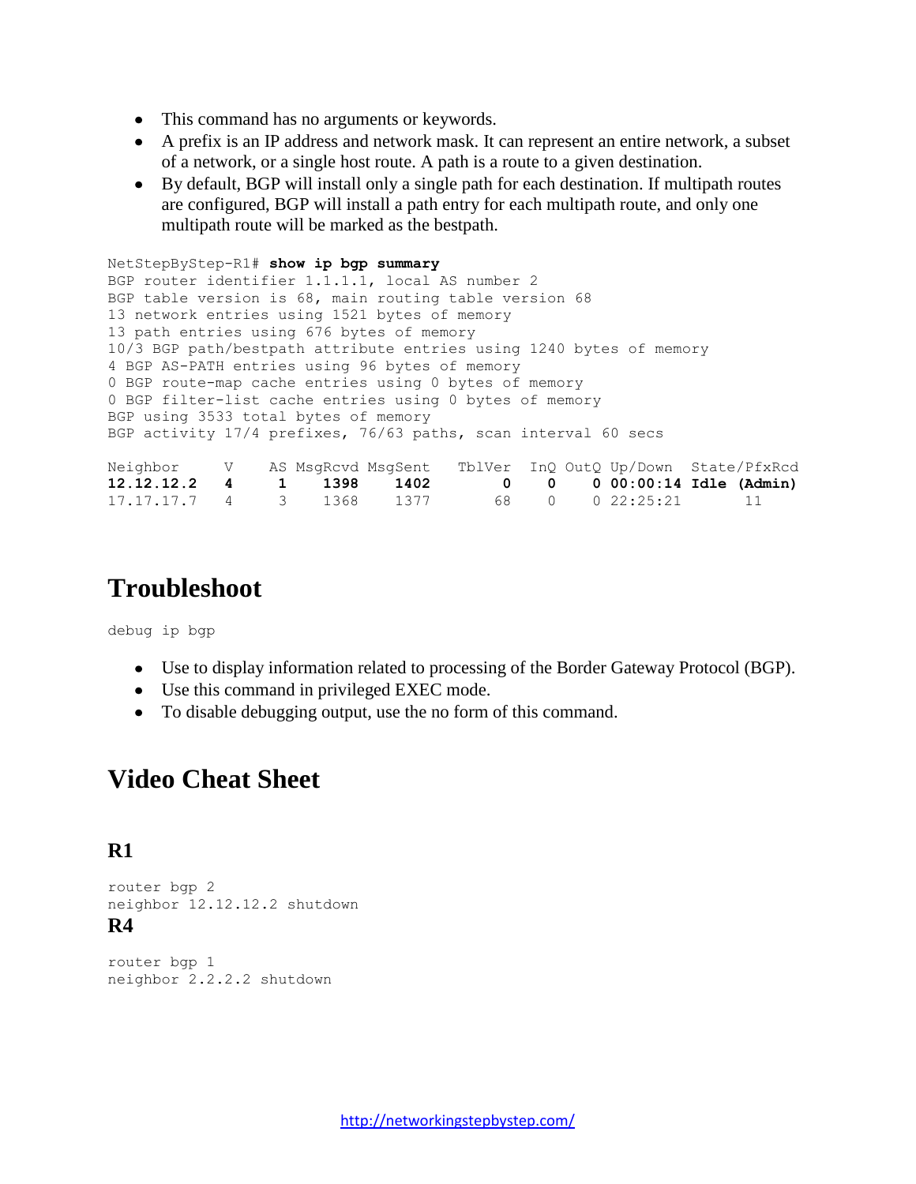- This command has no arguments or keywords.
- A prefix is an IP address and network mask. It can represent an entire network, a subset of a network, or a single host route. A path is a route to a given destination.
- By default, BGP will install only a single path for each destination. If multipath routes are configured, BGP will install a path entry for each multipath route, and only one multipath route will be marked as the bestpath.

```
NetStepByStep-R1# show ip bgp summary
BGP router identifier 1.1.1.1, local AS number 2
BGP table version is 68, main routing table version 68
13 network entries using 1521 bytes of memory
13 path entries using 676 bytes of memory
10/3 BGP path/bestpath attribute entries using 1240 bytes of memory
4 BGP AS-PATH entries using 96 bytes of memory
0 BGP route-map cache entries using 0 bytes of memory
0 BGP filter-list cache entries using 0 bytes of memory
BGP using 3533 total bytes of memory
BGP activity 17/4 prefixes, 76/63 paths, scan interval 60 secs

Neighbor      V    AS MsgRcvd MsgSent   TblVer  InQ OutQ Up/Down  State/PfxRcd
12.12.12.2    4     1    1398    1402        0    0    0 00:00:14 Idle (Admin)
17.17.17.7    4     3    1368    1377       68    0    0 22:25:21        11
```

## Troubleshoot

```
debug ip bgp
```

- Use to display information related to processing of the Border Gateway Protocol (BGP).
- Use this command in privileged EXEC mode.
- To disable debugging output, use the no form of this command.

## Video Cheat Sheet

### R1

```
router bgp 2
neighbor 12.12.12.2 shutdown
```

### R4

```
router bgp 1
neighbor 2.2.2.2 shutdown
```

http://networkingstepbystep.com/